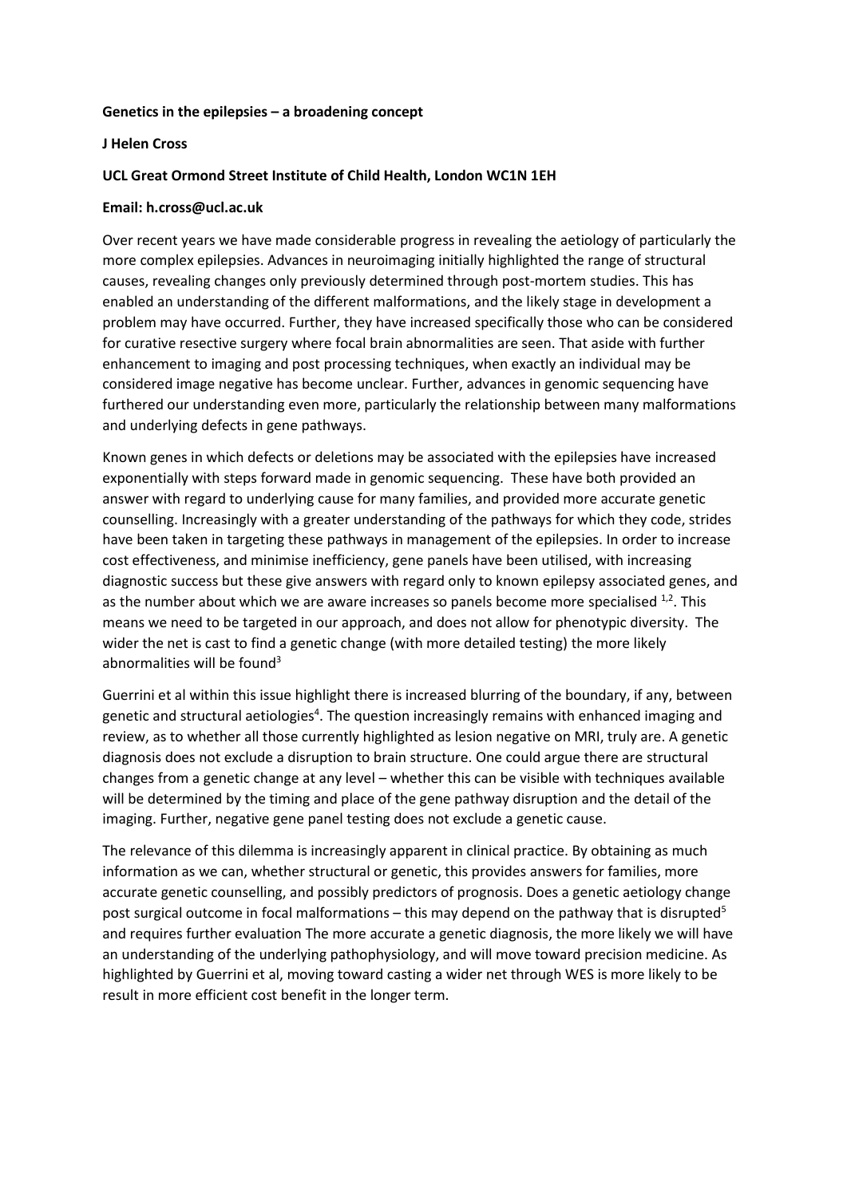**Genetics in the epilepsies – a broadening concept**

**J Helen Cross**

**UCL Great Ormond Street Institute of Child Health, London WC1N 1EH**

**Email: h.cross@ucl.ac.uk**

Over recent years we have made considerable progress in revealing the aetiology of particularly the more complex epilepsies. Advances in neuroimaging initially highlighted the range of structural causes, revealing changes only previously determined through post-mortem studies. This has enabled an understanding of the different malformations, and the likely stage in development a problem may have occurred. Further, they have increased specifically those who can be considered for curative resective surgery where focal brain abnormalities are seen. That aside with further enhancement to imaging and post processing techniques, when exactly an individual may be considered image negative has become unclear. Further, advances in genomic sequencing have furthered our understanding even more, particularly the relationship between many malformations and underlying defects in gene pathways.

Known genes in which defects or deletions may be associated with the epilepsies have increased exponentially with steps forward made in genomic sequencing. These have both provided an answer with regard to underlying cause for many families, and provided more accurate genetic counselling. Increasingly with a greater understanding of the pathways for which they code, strides have been taken in targeting these pathways in management of the epilepsies. In order to increase cost effectiveness, and minimise inefficiency, gene panels have been utilised, with increasing diagnostic success but these give answers with regard only to known epilepsy associated genes, and as the number about which we are aware increases so panels become more specialised [1,2]. This means we need to be targeted in our approach, and does not allow for phenotypic diversity. The wider the net is cast to find a genetic change (with more detailed testing) the more likely abnormalities will be found[3]

Guerrini et al within this issue highlight there is increased blurring of the boundary, if any, between genetic and structural aetiologies[4]. The question increasingly remains with enhanced imaging and review, as to whether all those currently highlighted as lesion negative on MRI, truly are. A genetic diagnosis does not exclude a disruption to brain structure. One could argue there are structural changes from a genetic change at any level – whether this can be visible with techniques available will be determined by the timing and place of the gene pathway disruption and the detail of the imaging. Further, negative gene panel testing does not exclude a genetic cause.

The relevance of this dilemma is increasingly apparent in clinical practice. By obtaining as much information as we can, whether structural or genetic, this provides answers for families, more accurate genetic counselling, and possibly predictors of prognosis. Does a genetic aetiology change post surgical outcome in focal malformations – this may depend on the pathway that is disrupted[5] and requires further evaluation The more accurate a genetic diagnosis, the more likely we will have an understanding of the underlying pathophysiology, and will move toward precision medicine. As highlighted by Guerrini et al, moving toward casting a wider net through WES is more likely to be result in more efficient cost benefit in the longer term.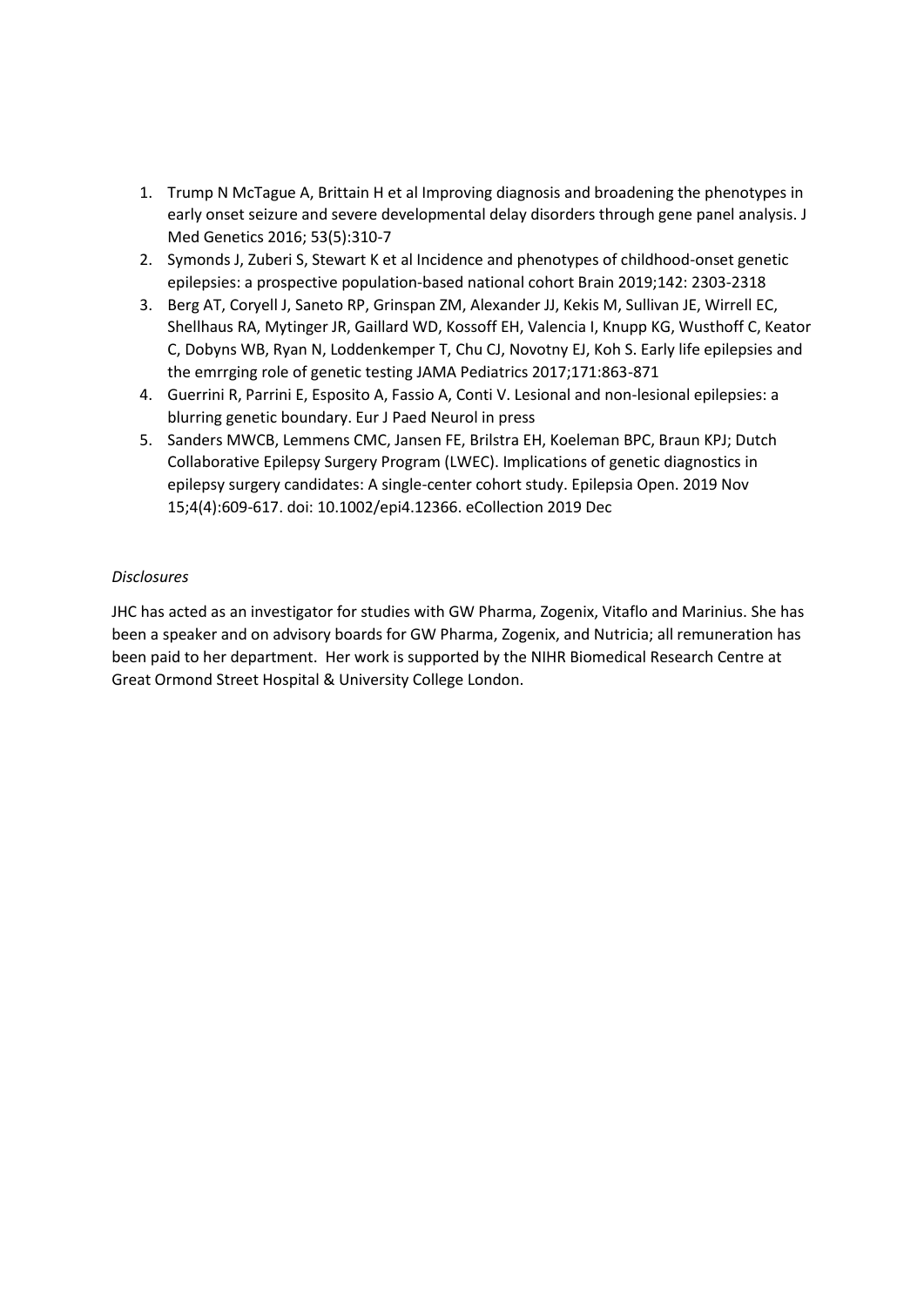1. Trump N McTague A, Brittain H et al Improving diagnosis and broadening the phenotypes in early onset seizure and severe developmental delay disorders through gene panel analysis. J Med Genetics 2016; 53(5):310-7
2. Symonds J, Zuberi S, Stewart K et al Incidence and phenotypes of childhood-onset genetic epilepsies: a prospective population-based national cohort Brain 2019;142: 2303-2318
3. Berg AT, Coryell J, Saneto RP, Grinspan ZM, Alexander JJ, Kekis M, Sullivan JE, Wirrell EC, Shellhaus RA, Mytinger JR, Gaillard WD, Kossoff EH, Valencia I, Knupp KG, Wusthoff C, Keator C, Dobyns WB, Ryan N, Loddenkemper T, Chu CJ, Novotny EJ, Koh S. Early life epilepsies and the emrrging role of genetic testing JAMA Pediatrics 2017;171:863-871
4. Guerrini R, Parrini E, Esposito A, Fassio A, Conti V. Lesional and non-lesional epilepsies: a blurring genetic boundary. Eur J Paed Neurol in press
5. Sanders MWCB, Lemmens CMC, Jansen FE, Brilstra EH, Koeleman BPC, Braun KPJ; Dutch Collaborative Epilepsy Surgery Program (LWEC). Implications of genetic diagnostics in epilepsy surgery candidates: A single-center cohort study. Epilepsia Open. 2019 Nov 15;4(4):609-617. doi: 10.1002/epi4.12366. eCollection 2019 Dec

*Disclosures*

JHC has acted as an investigator for studies with GW Pharma, Zogenix, Vitaflo and Marinius. She has been a speaker and on advisory boards for GW Pharma, Zogenix, and Nutricia; all remuneration has been paid to her department. Her work is supported by the NIHR Biomedical Research Centre at Great Ormond Street Hospital & University College London.